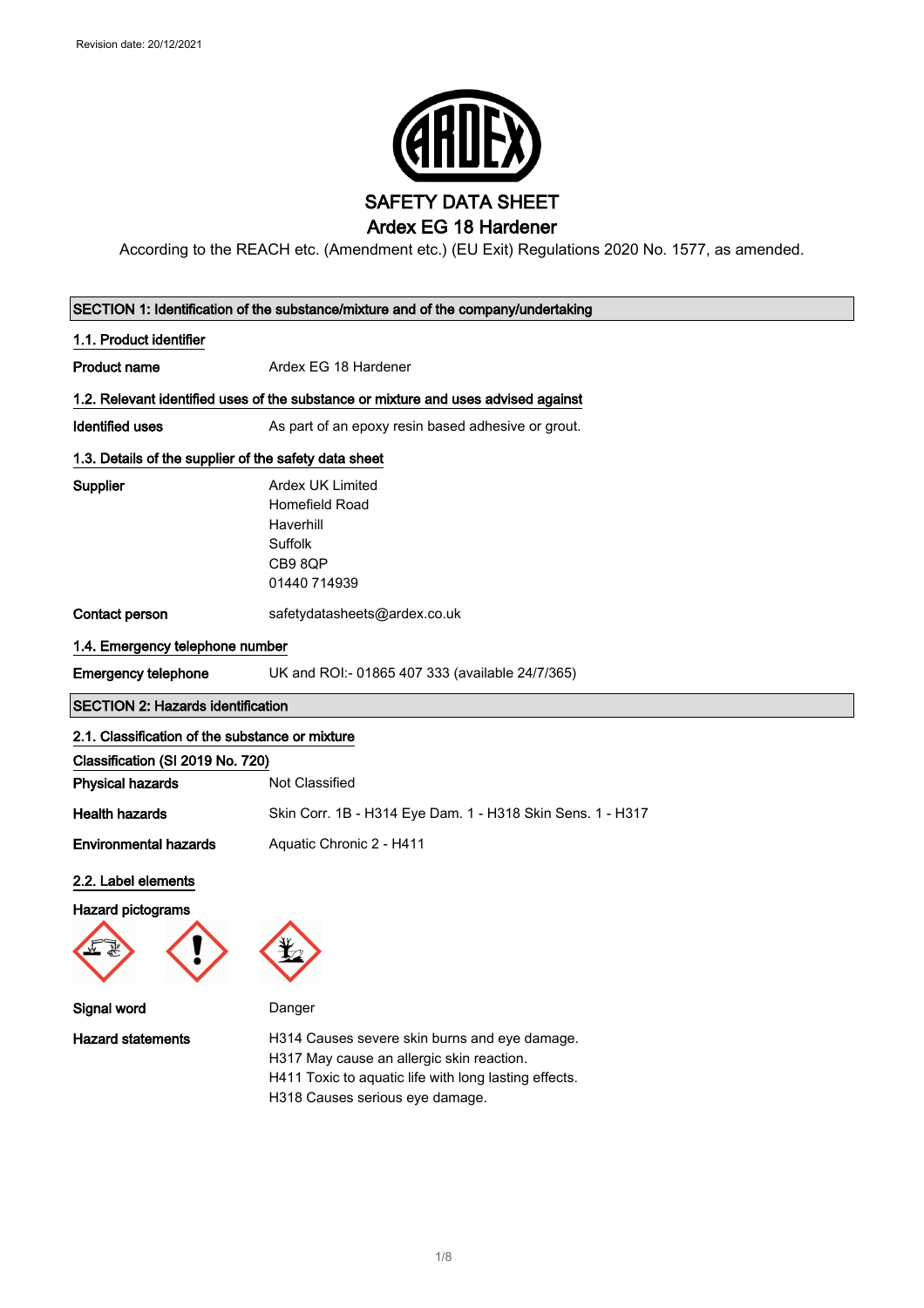Revision date: 20/12/2021

# SAFETY DATA SHEET

## Ardex EG 18 Hardener

According to the REACH etc. (Amendment etc.) (EU Exit) Regulations 2020 No. 1577, as amended.

## SECTION 1: Identification of the substance/mixture and of the company/undertaking

### 1.1. Product identifier

**Product name** Ardex EG 18 Hardener

### 1.2. Relevant identified uses of the substance or mixture and uses advised against

**Identified uses** As part of an epoxy resin based adhesive or grout.

### 1.3. Details of the supplier of the safety data sheet

**Supplier**
Ardex UK Limited
Homefield Road
Haverhill
Suffolk
CB9 8QP
01440 714939

**Contact person** safetydatasheets@ardex.co.uk

### 1.4. Emergency telephone number

**Emergency telephone** UK and ROI:- 01865 407 333 (available 24/7/365)

## SECTION 2: Hazards identification

### 2.1. Classification of the substance or mixture

**Classification (SI 2019 No. 720)**

**Physical hazards** Not Classified

**Health hazards** Skin Corr. 1B - H314 Eye Dam. 1 - H318 Skin Sens. 1 - H317

**Environmental hazards** Aquatic Chronic 2 - H411

### 2.2. Label elements

**Hazard pictograms**

**Signal word** Danger

**Hazard statements**
H314 Causes severe skin burns and eye damage.
H317 May cause an allergic skin reaction.
H411 Toxic to aquatic life with long lasting effects.
H318 Causes serious eye damage.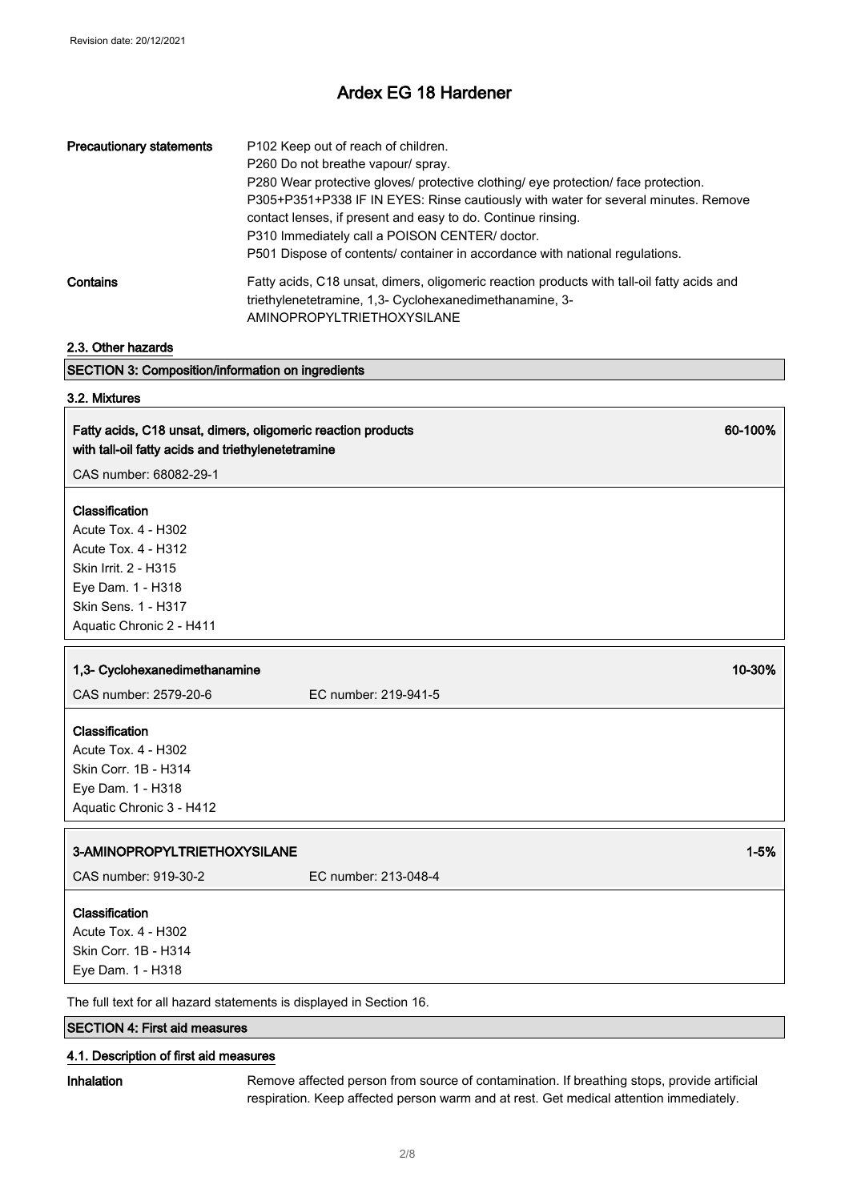| | |
|---|---|
| **Precautionary statements** | P102 Keep out of reach of children.<br>P260 Do not breathe vapour/ spray.<br>P280 Wear protective gloves/ protective clothing/ eye protection/ face protection.<br>P305+P351+P338 IF IN EYES: Rinse cautiously with water for several minutes. Remove contact lenses, if present and easy to do. Continue rinsing.<br>P310 Immediately call a POISON CENTER/ doctor.<br>P501 Dispose of contents/ container in accordance with national regulations. |
| **Contains** | Fatty acids, C18 unsat, dimers, oligomeric reaction products with tall-oil fatty acids and triethylenetetramine, 1,3- Cyclohexanedimethanamine, 3-AMINOPROPYLTRIETHOXYSILANE |

### 2.3. Other hazards

## SECTION 3: Composition/information on ingredients

### 3.2. Mixtures

**Fatty acids, C18 unsat, dimers, oligomeric reaction products with tall-oil fatty acids and triethylenetetramine** — 60-100%

CAS number: 68082-29-1

**Classification**
Acute Tox. 4 - H302
Acute Tox. 4 - H312
Skin Irrit. 2 - H315
Eye Dam. 1 - H318
Skin Sens. 1 - H317
Aquatic Chronic 2 - H411

**1,3- Cyclohexanedimethanamine** — 10-30%

CAS number: 2579-20-6 EC number: 219-941-5

**Classification**
Acute Tox. 4 - H302
Skin Corr. 1B - H314
Eye Dam. 1 - H318
Aquatic Chronic 3 - H412

**3-AMINOPROPYLTRIETHOXYSILANE** — 1-5%

CAS number: 919-30-2 EC number: 213-048-4

**Classification**
Acute Tox. 4 - H302
Skin Corr. 1B - H314
Eye Dam. 1 - H318

The full text for all hazard statements is displayed in Section 16.

## SECTION 4: First aid measures

### 4.1. Description of first aid measures

**Inhalation** Remove affected person from source of contamination. If breathing stops, provide artificial respiration. Keep affected person warm and at rest. Get medical attention immediately.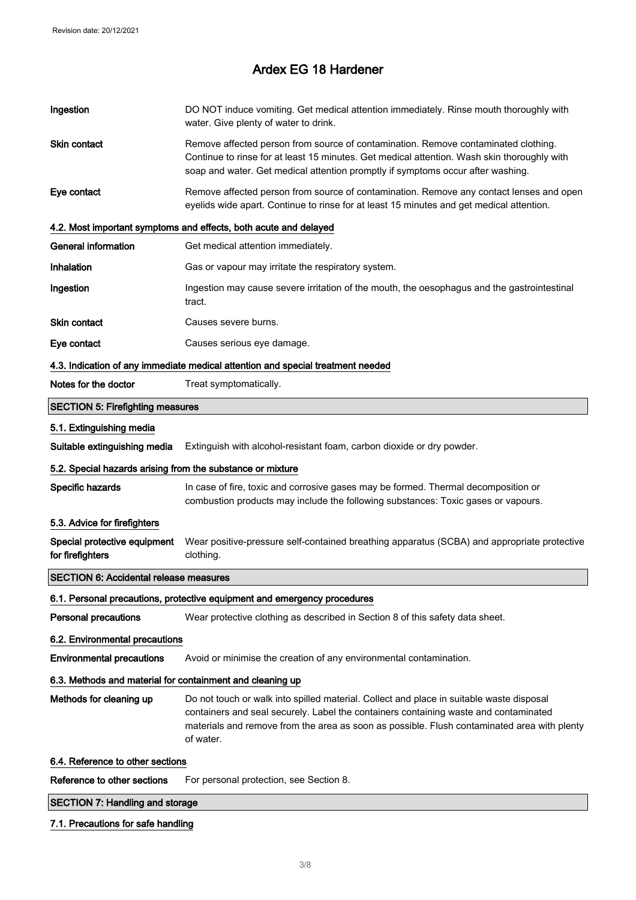**Ingestion** DO NOT induce vomiting. Get medical attention immediately. Rinse mouth thoroughly with water. Give plenty of water to drink.

**Skin contact** Remove affected person from source of contamination. Remove contaminated clothing. Continue to rinse for at least 15 minutes. Get medical attention. Wash skin thoroughly with soap and water. Get medical attention promptly if symptoms occur after washing.

**Eye contact** Remove affected person from source of contamination. Remove any contact lenses and open eyelids wide apart. Continue to rinse for at least 15 minutes and get medical attention.

### 4.2. Most important symptoms and effects, both acute and delayed

**General information** Get medical attention immediately.

**Inhalation** Gas or vapour may irritate the respiratory system.

**Ingestion** Ingestion may cause severe irritation of the mouth, the oesophagus and the gastrointestinal tract.

**Skin contact** Causes severe burns.

**Eye contact** Causes serious eye damage.

### 4.3. Indication of any immediate medical attention and special treatment needed

**Notes for the doctor** Treat symptomatically.

## SECTION 5: Firefighting measures

### 5.1. Extinguishing media

**Suitable extinguishing media** Extinguish with alcohol-resistant foam, carbon dioxide or dry powder.

### 5.2. Special hazards arising from the substance or mixture

**Specific hazards** In case of fire, toxic and corrosive gases may be formed. Thermal decomposition or combustion products may include the following substances: Toxic gases or vapours.

### 5.3. Advice for firefighters

**Special protective equipment for firefighters** Wear positive-pressure self-contained breathing apparatus (SCBA) and appropriate protective clothing.

## SECTION 6: Accidental release measures

### 6.1. Personal precautions, protective equipment and emergency procedures

**Personal precautions** Wear protective clothing as described in Section 8 of this safety data sheet.

### 6.2. Environmental precautions

**Environmental precautions** Avoid or minimise the creation of any environmental contamination.

### 6.3. Methods and material for containment and cleaning up

**Methods for cleaning up** Do not touch or walk into spilled material. Collect and place in suitable waste disposal containers and seal securely. Label the containers containing waste and contaminated materials and remove from the area as soon as possible. Flush contaminated area with plenty of water.

### 6.4. Reference to other sections

**Reference to other sections** For personal protection, see Section 8.

## SECTION 7: Handling and storage

### 7.1. Precautions for safe handling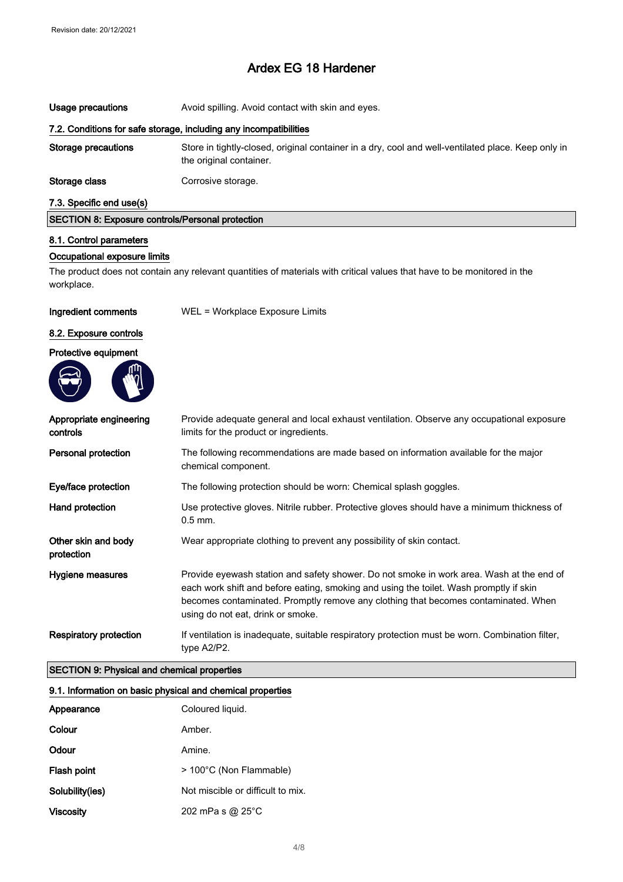Revision date: 20/12/2021

# Ardex EG 18 Hardener

| | |
|---|---|
| **Usage precautions** | Avoid spilling. Avoid contact with skin and eyes. |

### 7.2. Conditions for safe storage, including any incompatibilities

| | |
|---|---|
| **Storage precautions** | Store in tightly-closed, original container in a dry, cool and well-ventilated place. Keep only in the original container. |
| **Storage class** | Corrosive storage. |

### 7.3. Specific end use(s)

## SECTION 8: Exposure controls/Personal protection

### 8.1. Control parameters

#### Occupational exposure limits

The product does not contain any relevant quantities of materials with critical values that have to be monitored in the workplace.

| | |
|---|---|
| **Ingredient comments** | WEL = Workplace Exposure Limits |

### 8.2. Exposure controls

#### Protective equipment

| | |
|---|---|
| **Appropriate engineering controls** | Provide adequate general and local exhaust ventilation. Observe any occupational exposure limits for the product or ingredients. |
| **Personal protection** | The following recommendations are made based on information available for the major chemical component. |
| **Eye/face protection** | The following protection should be worn: Chemical splash goggles. |
| **Hand protection** | Use protective gloves. Nitrile rubber. Protective gloves should have a minimum thickness of 0.5 mm. |
| **Other skin and body protection** | Wear appropriate clothing to prevent any possibility of skin contact. |
| **Hygiene measures** | Provide eyewash station and safety shower. Do not smoke in work area. Wash at the end of each work shift and before eating, smoking and using the toilet. Wash promptly if skin becomes contaminated. Promptly remove any clothing that becomes contaminated. When using do not eat, drink or smoke. |
| **Respiratory protection** | If ventilation is inadequate, suitable respiratory protection must be worn. Combination filter, type A2/P2. |

## SECTION 9: Physical and chemical properties

### 9.1. Information on basic physical and chemical properties

| | |
|---|---|
| **Appearance** | Coloured liquid. |
| **Colour** | Amber. |
| **Odour** | Amine. |
| **Flash point** | > 100°C (Non Flammable) |
| **Solubility(ies)** | Not miscible or difficult to mix. |
| **Viscosity** | 202 mPa s @ 25°C |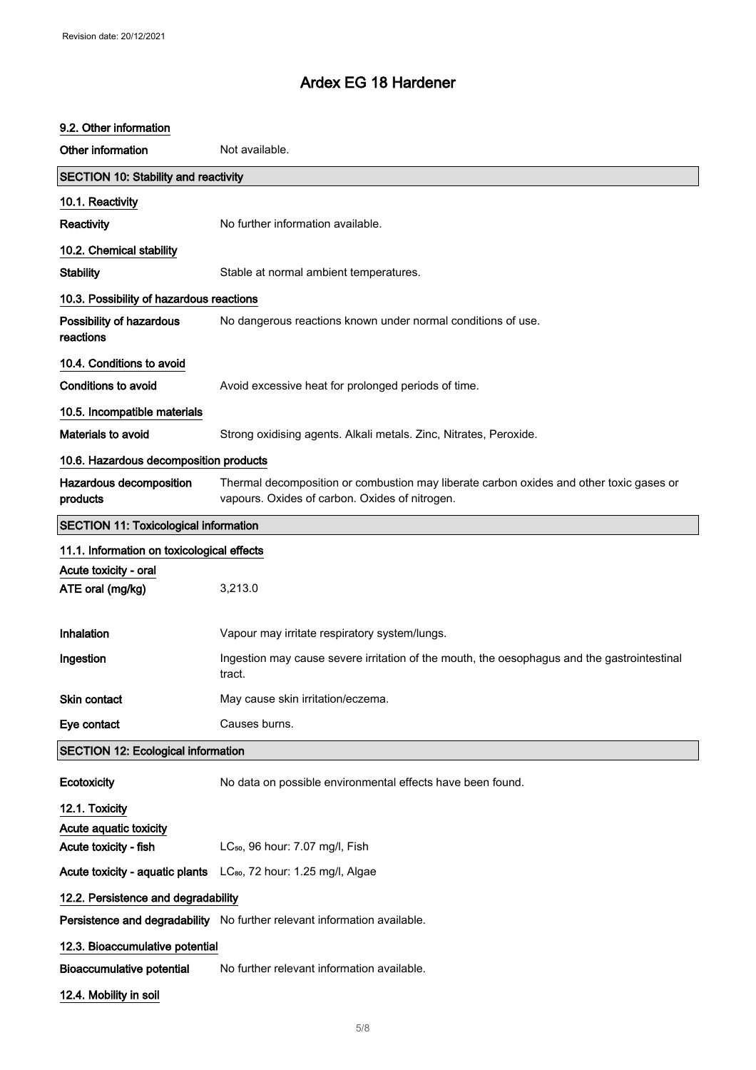Revision date: 20/12/2021

# Ardex EG 18 Hardener

### 9.2. Other information

| | |
|---|---|
| **Other information** | Not available. |

## SECTION 10: Stability and reactivity

### 10.1. Reactivity

| | |
|---|---|
| **Reactivity** | No further information available. |

### 10.2. Chemical stability

| | |
|---|---|
| **Stability** | Stable at normal ambient temperatures. |

### 10.3. Possibility of hazardous reactions

| | |
|---|---|
| **Possibility of hazardous reactions** | No dangerous reactions known under normal conditions of use. |

### 10.4. Conditions to avoid

| | |
|---|---|
| **Conditions to avoid** | Avoid excessive heat for prolonged periods of time. |

### 10.5. Incompatible materials

| | |
|---|---|
| **Materials to avoid** | Strong oxidising agents. Alkali metals. Zinc, Nitrates, Peroxide. |

### 10.6. Hazardous decomposition products

| | |
|---|---|
| **Hazardous decomposition products** | Thermal decomposition or combustion may liberate carbon oxides and other toxic gases or vapours. Oxides of carbon. Oxides of nitrogen. |

## SECTION 11: Toxicological information

### 11.1. Information on toxicological effects

**Acute toxicity - oral**

| | |
|---|---|
| **ATE oral (mg/kg)** | 3,213.0 |
| **Inhalation** | Vapour may irritate respiratory system/lungs. |
| **Ingestion** | Ingestion may cause severe irritation of the mouth, the oesophagus and the gastrointestinal tract. |
| **Skin contact** | May cause skin irritation/eczema. |
| **Eye contact** | Causes burns. |

## SECTION 12: Ecological information

| | |
|---|---|
| **Ecotoxicity** | No data on possible environmental effects have been found. |

### 12.1. Toxicity

**Acute aquatic toxicity**

| | |
|---|---|
| **Acute toxicity - fish** | $LC_{50}$, 96 hour: 7.07 mg/l, Fish |
| **Acute toxicity - aquatic plants** | $LC_{80}$, 72 hour: 1.25 mg/l, Algae |

### 12.2. Persistence and degradability

| | |
|---|---|
| **Persistence and degradability** | No further relevant information available. |

### 12.3. Bioaccumulative potential

| | |
|---|---|
| **Bioaccumulative potential** | No further relevant information available. |

### 12.4. Mobility in soil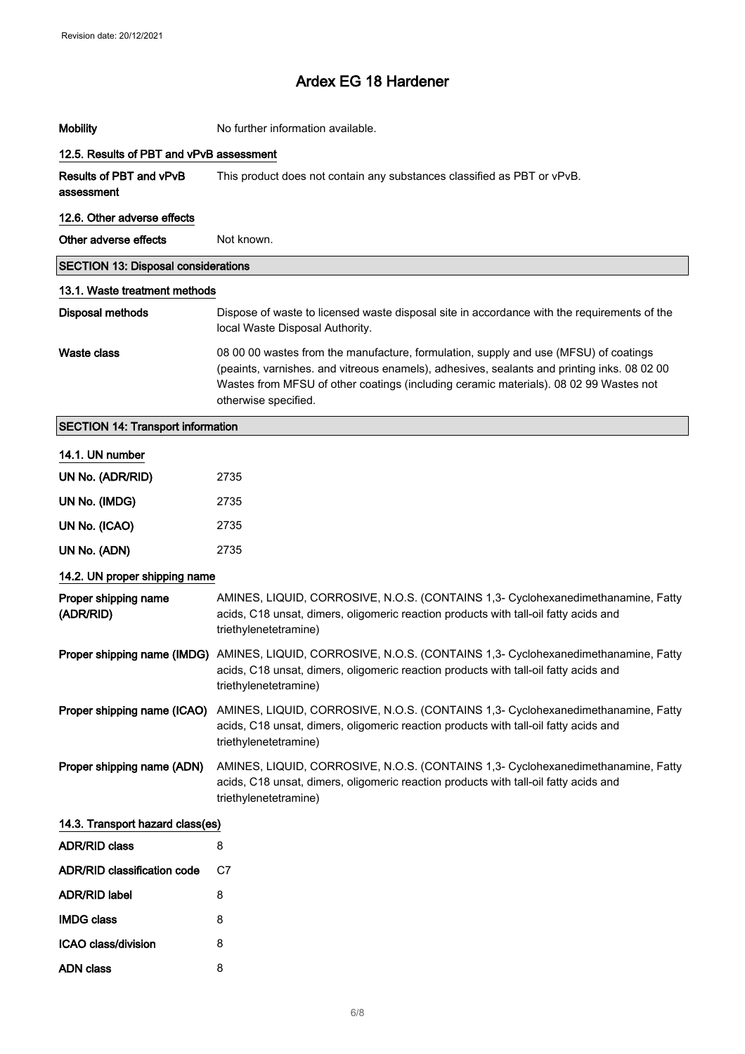| | |
|---|---|
| **Mobility** | No further information available. |

### 12.5. Results of PBT and vPvB assessment

| | |
|---|---|
| **Results of PBT and vPvB assessment** | This product does not contain any substances classified as PBT or vPvB. |

### 12.6. Other adverse effects

| | |
|---|---|
| **Other adverse effects** | Not known. |

## SECTION 13: Disposal considerations

### 13.1. Waste treatment methods

| | |
|---|---|
| **Disposal methods** | Dispose of waste to licensed waste disposal site in accordance with the requirements of the local Waste Disposal Authority. |
| **Waste class** | 08 00 00 wastes from the manufacture, formulation, supply and use (MFSU) of coatings (peaints, varnishes. and vitreous enamels), adhesives, sealants and printing inks. 08 02 00 Wastes from MFSU of other coatings (including ceramic materials). 08 02 99 Wastes not otherwise specified. |

## SECTION 14: Transport information

### 14.1. UN number

| | |
|---|---|
| **UN No. (ADR/RID)** | 2735 |
| **UN No. (IMDG)** | 2735 |
| **UN No. (ICAO)** | 2735 |
| **UN No. (ADN)** | 2735 |

### 14.2. UN proper shipping name

| | |
|---|---|
| **Proper shipping name (ADR/RID)** | AMINES, LIQUID, CORROSIVE, N.O.S. (CONTAINS 1,3- Cyclohexanedimethanamine, Fatty acids, C18 unsat, dimers, oligomeric reaction products with tall-oil fatty acids and triethylenetetramine) |
| **Proper shipping name (IMDG)** | AMINES, LIQUID, CORROSIVE, N.O.S. (CONTAINS 1,3- Cyclohexanedimethanamine, Fatty acids, C18 unsat, dimers, oligomeric reaction products with tall-oil fatty acids and triethylenetetramine) |
| **Proper shipping name (ICAO)** | AMINES, LIQUID, CORROSIVE, N.O.S. (CONTAINS 1,3- Cyclohexanedimethanamine, Fatty acids, C18 unsat, dimers, oligomeric reaction products with tall-oil fatty acids and triethylenetetramine) |
| **Proper shipping name (ADN)** | AMINES, LIQUID, CORROSIVE, N.O.S. (CONTAINS 1,3- Cyclohexanedimethanamine, Fatty acids, C18 unsat, dimers, oligomeric reaction products with tall-oil fatty acids and triethylenetetramine) |

### 14.3. Transport hazard class(es)

| | |
|---|---|
| **ADR/RID class** | 8 |
| **ADR/RID classification code** | C7 |
| **ADR/RID label** | 8 |
| **IMDG class** | 8 |
| **ICAO class/division** | 8 |
| **ADN class** | 8 |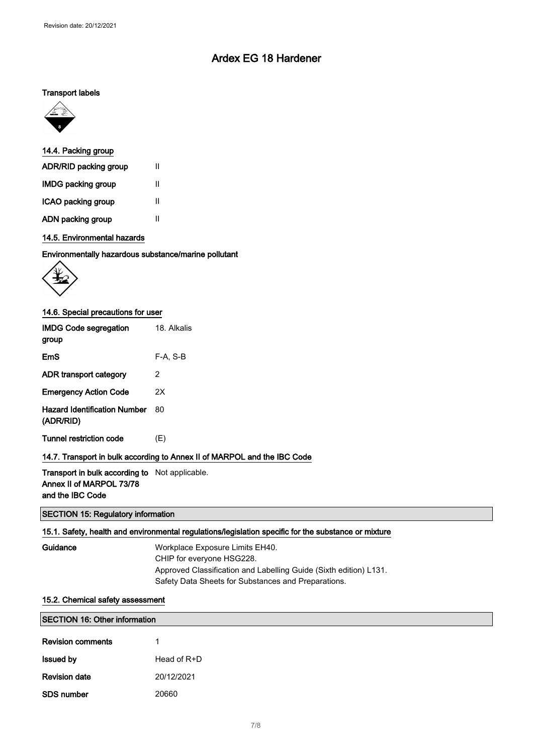# Ardex EG 18 Hardener

**Transport labels**

### 14.4. Packing group

| | |
|---|---|
| **ADR/RID packing group** | II |
| **IMDG packing group** | II |
| **ICAO packing group** | II |
| **ADN packing group** | II |

### 14.5. Environmental hazards

**Environmentally hazardous substance/marine pollutant**

### 14.6. Special precautions for user

| | |
|---|---|
| **IMDG Code segregation group** | 18. Alkalis |
| **EmS** | F-A, S-B |
| **ADR transport category** | 2 |
| **Emergency Action Code** | 2X |
| **Hazard Identification Number (ADR/RID)** | 80 |
| **Tunnel restriction code** | (E) |

### 14.7. Transport in bulk according to Annex II of MARPOL and the IBC Code

| | |
|---|---|
| **Transport in bulk according to Annex II of MARPOL 73/78 and the IBC Code** | Not applicable. |

## SECTION 15: Regulatory information

### 15.1. Safety, health and environmental regulations/legislation specific for the substance or mixture

**Guidance**

Workplace Exposure Limits EH40.
CHIP for everyone HSG228.
Approved Classification and Labelling Guide (Sixth edition) L131.
Safety Data Sheets for Substances and Preparations.

### 15.2. Chemical safety assessment

## SECTION 16: Other information

| | |
|---|---|
| **Revision comments** | 1 |
| **Issued by** | Head of R+D |
| **Revision date** | 20/12/2021 |
| **SDS number** | 20660 |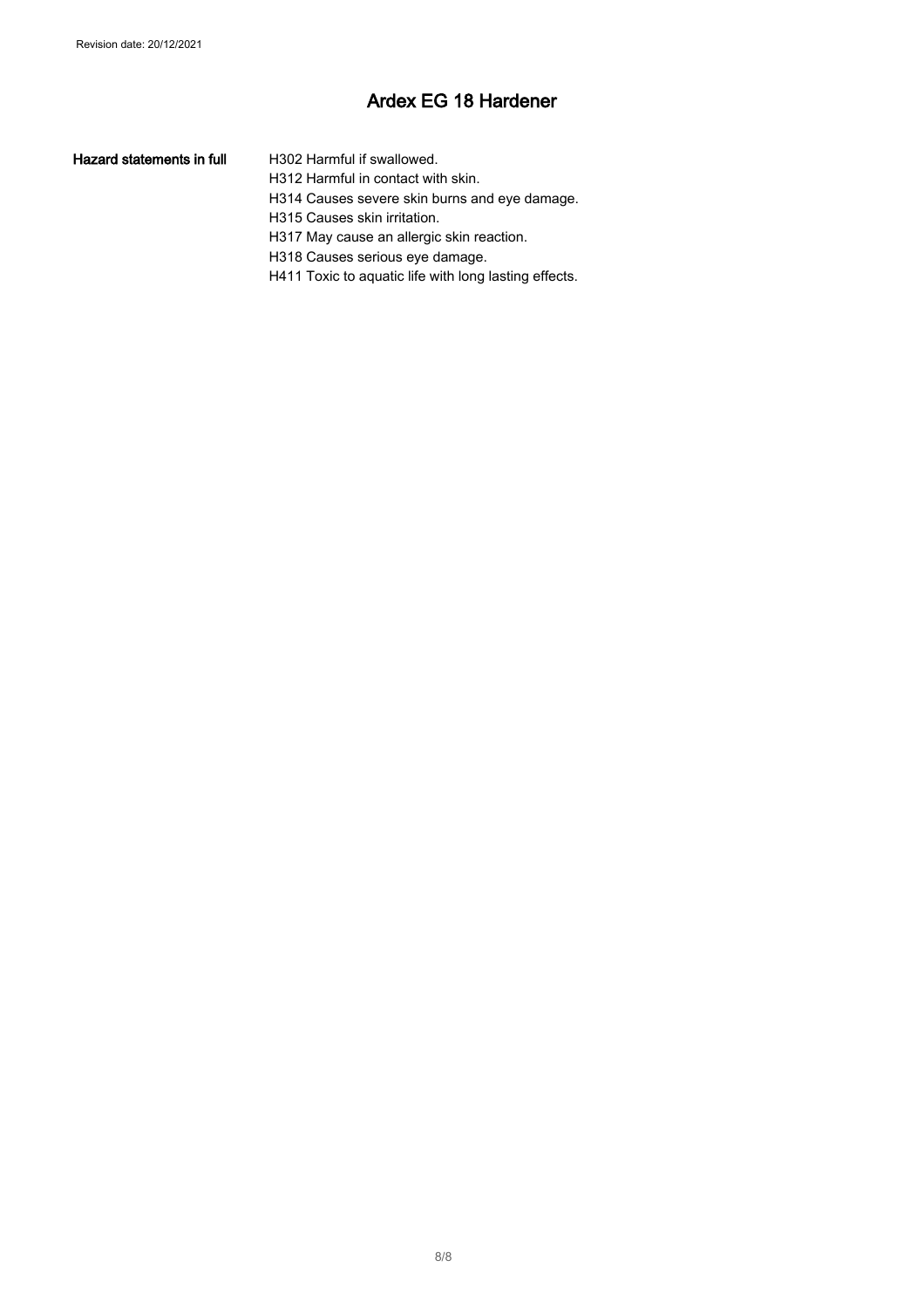**Hazard statements in full**

H302 Harmful if swallowed.
H312 Harmful in contact with skin.
H314 Causes severe skin burns and eye damage.
H315 Causes skin irritation.
H317 May cause an allergic skin reaction.
H318 Causes serious eye damage.
H411 Toxic to aquatic life with long lasting effects.